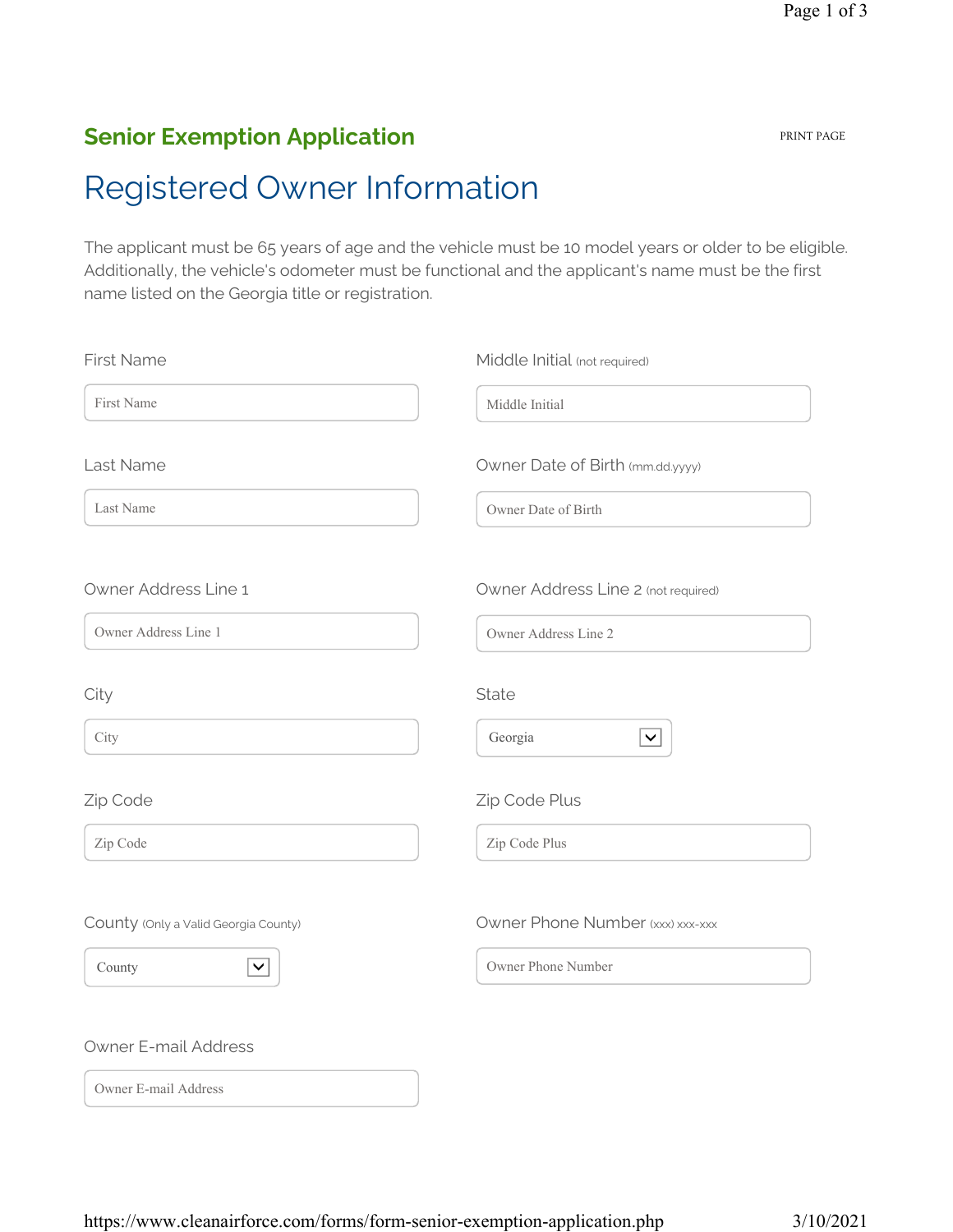## Senior Exemption Application

PRINT PAGE

# Registered Owner Information

The applicant must be 65 years of age and the vehicle must be 10 model years or older to be eligible. Additionally, the vehicle's odometer must be functional and the applicant's name must be the first name listed on the Georgia title or registration.

First Name

First Name

Middle Initial (not required)

Middle Initial

Last Name

Last Name

Owner Date of Birth (mm.dd.yyyy)

Owner Date of Birth

Owner Address Line 1

Owner Address Line 1

Owner Address Line 2 (not required)

Owner Address Line 2

City

City

State

Georgia

Zip Code

Zip Code

Zip Code Plus

Zip Code Plus

County (Only a Valid Georgia County)

County

Owner Phone Number (xxx) xxx-xxx

Owner Phone Number

Owner E-mail Address

Owner E-mail Address

https://www.cleanairforce.com/forms/form-senior-exemption-application.php 3/10/2021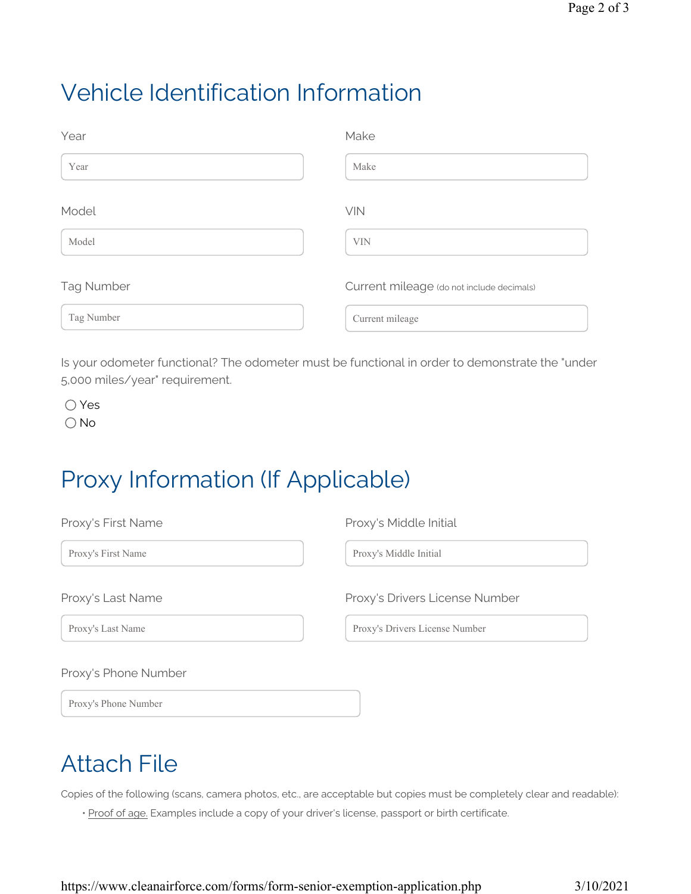## Vehicle Identification Information

Year

Year

Make

Make

Model

Model

VIN

VIN

Tag Number

Tag Number

Current mileage (do not include decimals)

Current mileage

Is your odometer functional? The odometer must be functional in order to demonstrate the "under 5,000 miles/year" requirement.

- ○ Yes
- ○ No

## Proxy Information (If Applicable)

Proxy's First Name

Proxy's First Name

Proxy's Middle Initial

Proxy's Middle Initial

Proxy's Last Name

Proxy's Last Name

Proxy's Drivers License Number

Proxy's Drivers License Number

Proxy's Phone Number

Proxy's Phone Number

## Attach File

Copies of the following (scans, camera photos, etc., are acceptable but copies must be completely clear and readable):

- Proof of age. Examples include a copy of your driver's license, passport or birth certificate.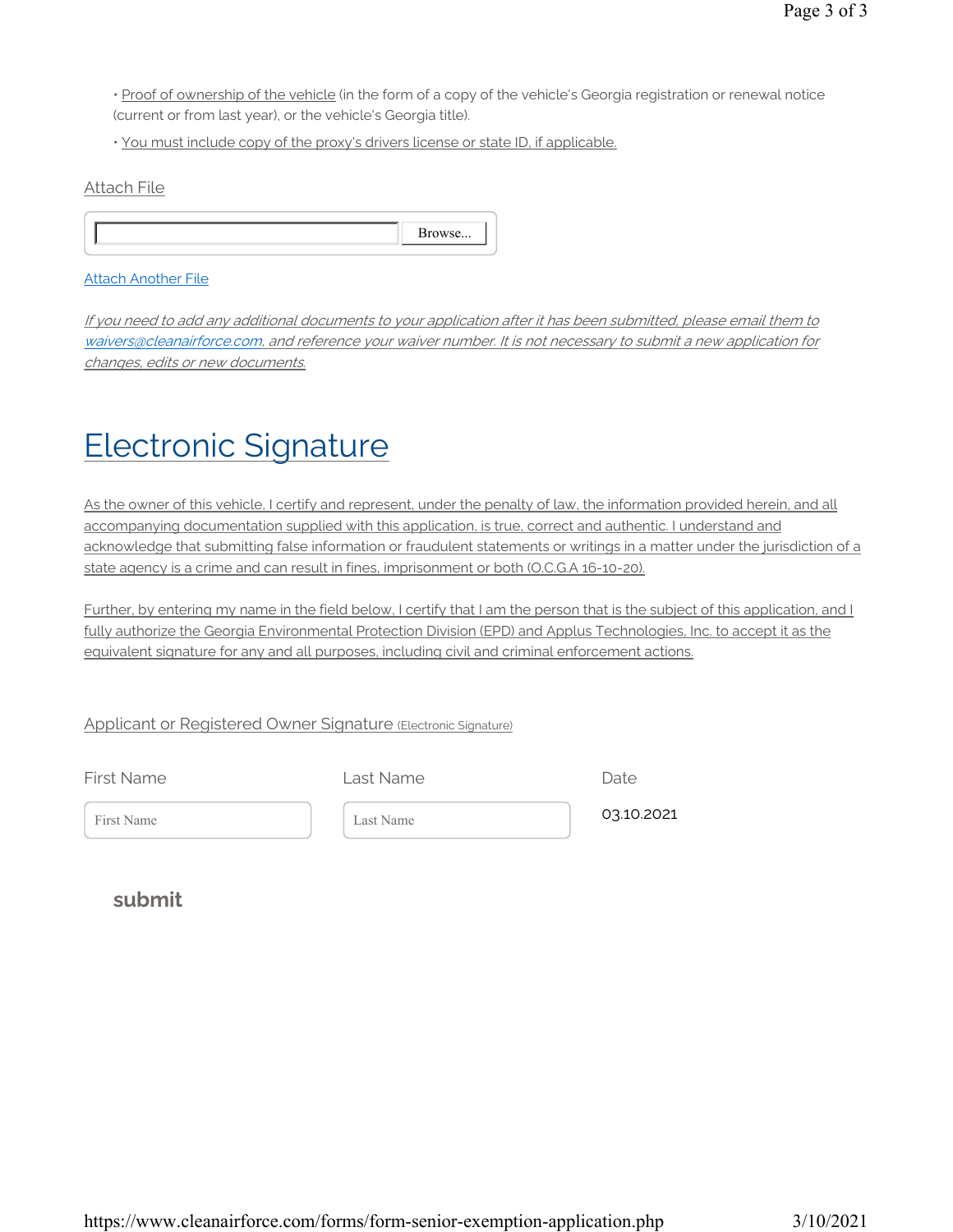- Proof of ownership of the vehicle (in the form of a copy of the vehicle's Georgia registration or renewal notice (current or from last year), or the vehicle's Georgia title).
- You must include copy of the proxy's drivers license or state ID, if applicable.

Attach File

Browse...

Attach Another File

*If you need to add any additional documents to your application after it has been submitted, please email them to waivers@cleanairforce.com, and reference your waiver number. It is not necessary to submit a new application for changes, edits or new documents.*

# Electronic Signature

As the owner of this vehicle, I certify and represent, under the penalty of law, the information provided herein, and all accompanying documentation supplied with this application, is true, correct and authentic. I understand and acknowledge that submitting false information or fraudulent statements or writings in a matter under the jurisdiction of a state agency is a crime and can result in fines, imprisonment or both (O.C.G.A 16-10-20).

Further, by entering my name in the field below, I certify that I am the person that is the subject of this application, and I fully authorize the Georgia Environmental Protection Division (EPD) and Applus Technologies, Inc. to accept it as the equivalent signature for any and all purposes, including civil and criminal enforcement actions.

Applicant or Registered Owner Signature (Electronic Signature)

| First Name | Last Name | Date |
| --- | --- | --- |
| First Name | Last Name | 03.10.2021 |

**submit**